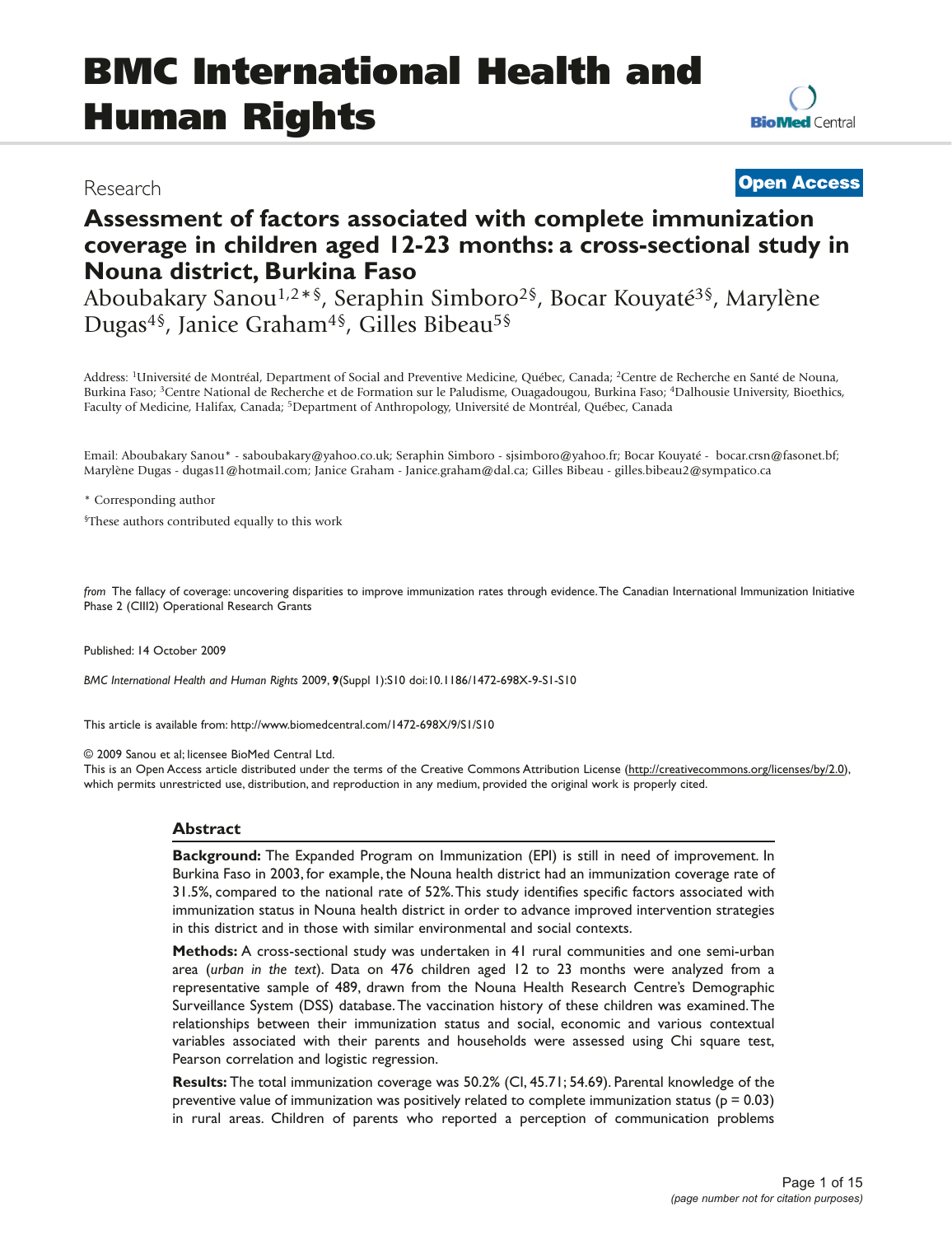# BMC International Health and Human Rights

Research

**Open Access**

# Assessment of factors associated with complete immunization coverage in children aged 12-23 months: a cross-sectional study in Nouna district, Burkina Faso

Aboubakary Sanou[1,2*§], Seraphin Simboro[2§], Bocar Kouyaté[3§], Marylène Dugas[4§], Janice Graham[4§], Gilles Bibeau[5§]

Address: [1]Université de Montréal, Department of Social and Preventive Medicine, Québec, Canada; [2]Centre de Recherche en Santé de Nouna, Burkina Faso; [3]Centre National de Recherche et de Formation sur le Paludisme, Ouagadougou, Burkina Faso; [4]Dalhousie University, Bioethics, Faculty of Medicine, Halifax, Canada; [5]Department of Anthropology, Université de Montréal, Québec, Canada

Email: Aboubakary Sanou* - saboubakary@yahoo.co.uk; Seraphin Simboro - sjsimboro@yahoo.fr; Bocar Kouyaté - bocar.crsn@fasonet.bf; Marylène Dugas - dugas11@hotmail.com; Janice Graham - Janice.graham@dal.ca; Gilles Bibeau - gilles.bibeau2@sympatico.ca

\* Corresponding author

§These authors contributed equally to this work

*from* The fallacy of coverage: uncovering disparities to improve immunization rates through evidence. The Canadian International Immunization Initiative Phase 2 (CIII2) Operational Research Grants

Published: 14 October 2009

*BMC International Health and Human Rights* 2009, **9**(Suppl 1):S10 doi:10.1186/1472-698X-9-S1-S10

This article is available from: http://www.biomedcentral.com/1472-698X/9/S1/S10

© 2009 Sanou et al; licensee BioMed Central Ltd.
This is an Open Access article distributed under the terms of the Creative Commons Attribution License (http://creativecommons.org/licenses/by/2.0), which permits unrestricted use, distribution, and reproduction in any medium, provided the original work is properly cited.

## Abstract

**Background:** The Expanded Program on Immunization (EPI) is still in need of improvement. In Burkina Faso in 2003, for example, the Nouna health district had an immunization coverage rate of 31.5%, compared to the national rate of 52%. This study identifies specific factors associated with immunization status in Nouna health district in order to advance improved intervention strategies in this district and in those with similar environmental and social contexts.

**Methods:** A cross-sectional study was undertaken in 41 rural communities and one semi-urban area (*urban in the text*). Data on 476 children aged 12 to 23 months were analyzed from a representative sample of 489, drawn from the Nouna Health Research Centre's Demographic Surveillance System (DSS) database. The vaccination history of these children was examined. The relationships between their immunization status and social, economic and various contextual variables associated with their parents and households were assessed using Chi square test, Pearson correlation and logistic regression.

**Results:** The total immunization coverage was 50.2% (CI, 45.71; 54.69). Parental knowledge of the preventive value of immunization was positively related to complete immunization status ($p = 0.03$) in rural areas. Children of parents who reported a perception of communication problems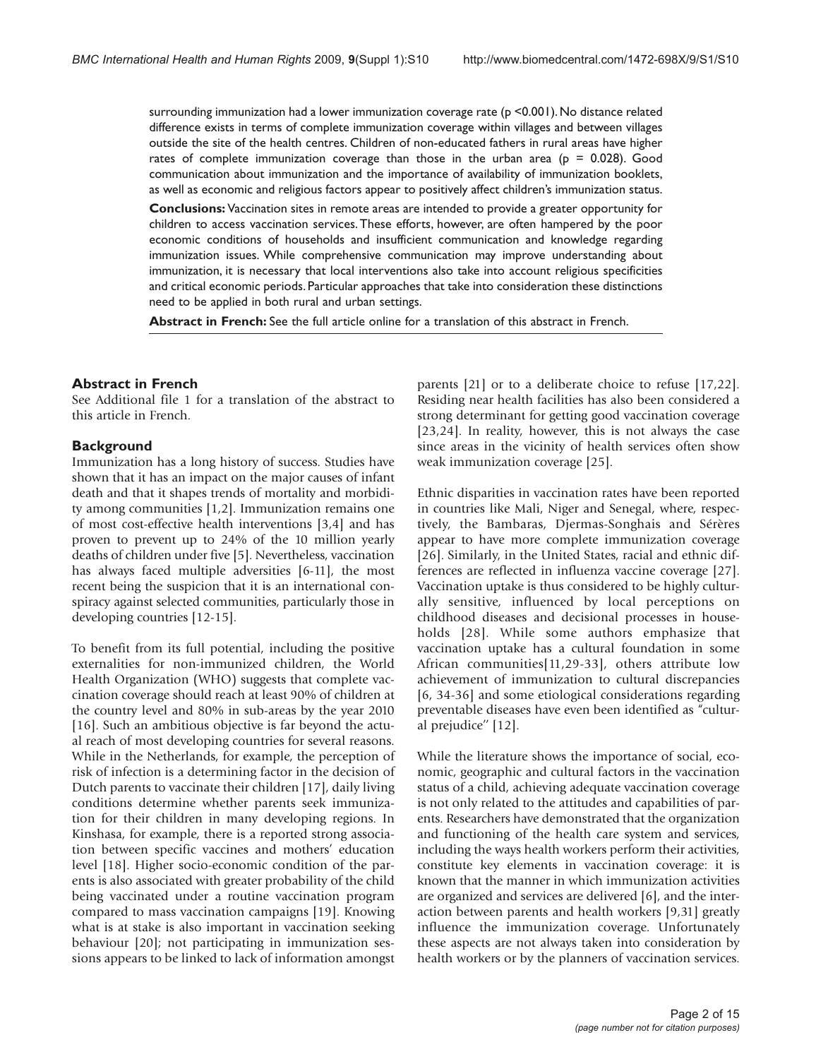surrounding immunization had a lower immunization coverage rate ($p < 0.001$). No distance related difference exists in terms of complete immunization coverage within villages and between villages outside the site of the health centres. Children of non-educated fathers in rural areas have higher rates of complete immunization coverage than those in the urban area ($p = 0.028$). Good communication about immunization and the importance of availability of immunization booklets, as well as economic and religious factors appear to positively affect children's immunization status.

**Conclusions:** Vaccination sites in remote areas are intended to provide a greater opportunity for children to access vaccination services. These efforts, however, are often hampered by the poor economic conditions of households and insufficient communication and knowledge regarding immunization issues. While comprehensive communication may improve understanding about immunization, it is necessary that local interventions also take into account religious specificities and critical economic periods. Particular approaches that take into consideration these distinctions need to be applied in both rural and urban settings.

**Abstract in French:** See the full article online for a translation of this abstract in French.

## Abstract in French

See Additional file 1 for a translation of the abstract to this article in French.

## Background

Immunization has a long history of success. Studies have shown that it has an impact on the major causes of infant death and that it shapes trends of mortality and morbidity among communities [1,2]. Immunization remains one of most cost-effective health interventions [3,4] and has proven to prevent up to 24% of the 10 million yearly deaths of children under five [5]. Nevertheless, vaccination has always faced multiple adversities [6-11], the most recent being the suspicion that it is an international conspiracy against selected communities, particularly those in developing countries [12-15].

To benefit from its full potential, including the positive externalities for non-immunized children, the World Health Organization (WHO) suggests that complete vaccination coverage should reach at least 90% of children at the country level and 80% in sub-areas by the year 2010 [16]. Such an ambitious objective is far beyond the actual reach of most developing countries for several reasons. While in the Netherlands, for example, the perception of risk of infection is a determining factor in the decision of Dutch parents to vaccinate their children [17], daily living conditions determine whether parents seek immunization for their children in many developing regions. In Kinshasa, for example, there is a reported strong association between specific vaccines and mothers' education level [18]. Higher socio-economic condition of the parents is also associated with greater probability of the child being vaccinated under a routine vaccination program compared to mass vaccination campaigns [19]. Knowing what is at stake is also important in vaccination seeking behaviour [20]; not participating in immunization sessions appears to be linked to lack of information amongst parents [21] or to a deliberate choice to refuse [17,22]. Residing near health facilities has also been considered a strong determinant for getting good vaccination coverage [23,24]. In reality, however, this is not always the case since areas in the vicinity of health services often show weak immunization coverage [25].

Ethnic disparities in vaccination rates have been reported in countries like Mali, Niger and Senegal, where, respectively, the Bambaras, Djermas-Songhais and Sérères appear to have more complete immunization coverage [26]. Similarly, in the United States, racial and ethnic differences are reflected in influenza vaccine coverage [27]. Vaccination uptake is thus considered to be highly culturally sensitive, influenced by local perceptions on childhood diseases and decisional processes in households [28]. While some authors emphasize that vaccination uptake has a cultural foundation in some African communities[11,29-33], others attribute low achievement of immunization to cultural discrepancies [6, 34-36] and some etiological considerations regarding preventable diseases have even been identified as "cultural prejudice" [12].

While the literature shows the importance of social, economic, geographic and cultural factors in the vaccination status of a child, achieving adequate vaccination coverage is not only related to the attitudes and capabilities of parents. Researchers have demonstrated that the organization and functioning of the health care system and services, including the ways health workers perform their activities, constitute key elements in vaccination coverage: it is known that the manner in which immunization activities are organized and services are delivered [6], and the interaction between parents and health workers [9,31] greatly influence the immunization coverage. Unfortunately these aspects are not always taken into consideration by health workers or by the planners of vaccination services.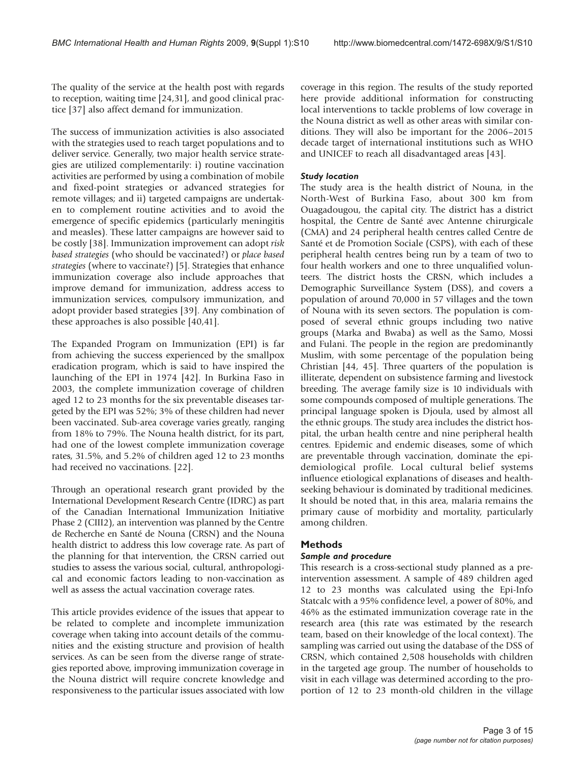The quality of the service at the health post with regards to reception, waiting time [24,31], and good clinical practice [37] also affect demand for immunization.

The success of immunization activities is also associated with the strategies used to reach target populations and to deliver service. Generally, two major health service strategies are utilized complementarily: i) routine vaccination activities are performed by using a combination of mobile and fixed-point strategies or advanced strategies for remote villages; and ii) targeted campaigns are undertaken to complement routine activities and to avoid the emergence of specific epidemics (particularly meningitis and measles). These latter campaigns are however said to be costly [38]. Immunization improvement can adopt *risk based strategies* (who should be vaccinated?) or *place based strategies* (where to vaccinate?) [5]. Strategies that enhance immunization coverage also include approaches that improve demand for immunization, address access to immunization services, compulsory immunization, and adopt provider based strategies [39]. Any combination of these approaches is also possible [40,41].

The Expanded Program on Immunization (EPI) is far from achieving the success experienced by the smallpox eradication program, which is said to have inspired the launching of the EPI in 1974 [42]. In Burkina Faso in 2003, the complete immunization coverage of children aged 12 to 23 months for the six preventable diseases targeted by the EPI was 52%; 3% of these children had never been vaccinated. Sub-area coverage varies greatly, ranging from 18% to 79%. The Nouna health district, for its part, had one of the lowest complete immunization coverage rates, 31.5%, and 5.2% of children aged 12 to 23 months had received no vaccinations. [22].

Through an operational research grant provided by the International Development Research Centre (IDRC) as part of the Canadian International Immunization Initiative Phase 2 (CIII2), an intervention was planned by the Centre de Recherche en Santé de Nouna (CRSN) and the Nouna health district to address this low coverage rate. As part of the planning for that intervention, the CRSN carried out studies to assess the various social, cultural, anthropological and economic factors leading to non-vaccination as well as assess the actual vaccination coverage rates.

This article provides evidence of the issues that appear to be related to complete and incomplete immunization coverage when taking into account details of the communities and the existing structure and provision of health services. As can be seen from the diverse range of strategies reported above, improving immunization coverage in the Nouna district will require concrete knowledge and responsiveness to the particular issues associated with low coverage in this region. The results of the study reported here provide additional information for constructing local interventions to tackle problems of low coverage in the Nouna district as well as other areas with similar conditions. They will also be important for the 2006–2015 decade target of international institutions such as WHO and UNICEF to reach all disadvantaged areas [43].

### *Study location*

The study area is the health district of Nouna, in the North-West of Burkina Faso, about 300 km from Ouagadougou, the capital city. The district has a district hospital, the Centre de Santé avec Antenne chirurgicale (CMA) and 24 peripheral health centres called Centre de Santé et de Promotion Sociale (CSPS), with each of these peripheral health centres being run by a team of two to four health workers and one to three unqualified volunteers. The district hosts the CRSN, which includes a Demographic Surveillance System (DSS), and covers a population of around 70,000 in 57 villages and the town of Nouna with its seven sectors. The population is composed of several ethnic groups including two native groups (Marka and Bwaba) as well as the Samo, Mossi and Fulani. The people in the region are predominantly Muslim, with some percentage of the population being Christian [44, 45]. Three quarters of the population is illiterate, dependent on subsistence farming and livestock breeding. The average family size is 10 individuals with some compounds composed of multiple generations. The principal language spoken is Djoula, used by almost all the ethnic groups. The study area includes the district hospital, the urban health centre and nine peripheral health centres. Epidemic and endemic diseases, some of which are preventable through vaccination, dominate the epidemiological profile. Local cultural belief systems influence etiological explanations of diseases and health-seeking behaviour is dominated by traditional medicines. It should be noted that, in this area, malaria remains the primary cause of morbidity and mortality, particularly among children.

## Methods

### *Sample and procedure*

This research is a cross-sectional study planned as a pre-intervention assessment. A sample of 489 children aged 12 to 23 months was calculated using the Epi-Info Statcalc with a 95% confidence level, a power of 80%, and 46% as the estimated immunization coverage rate in the research area (this rate was estimated by the research team, based on their knowledge of the local context). The sampling was carried out using the database of the DSS of CRSN, which contained 2,508 households with children in the targeted age group. The number of households to visit in each village was determined according to the proportion of 12 to 23 month-old children in the village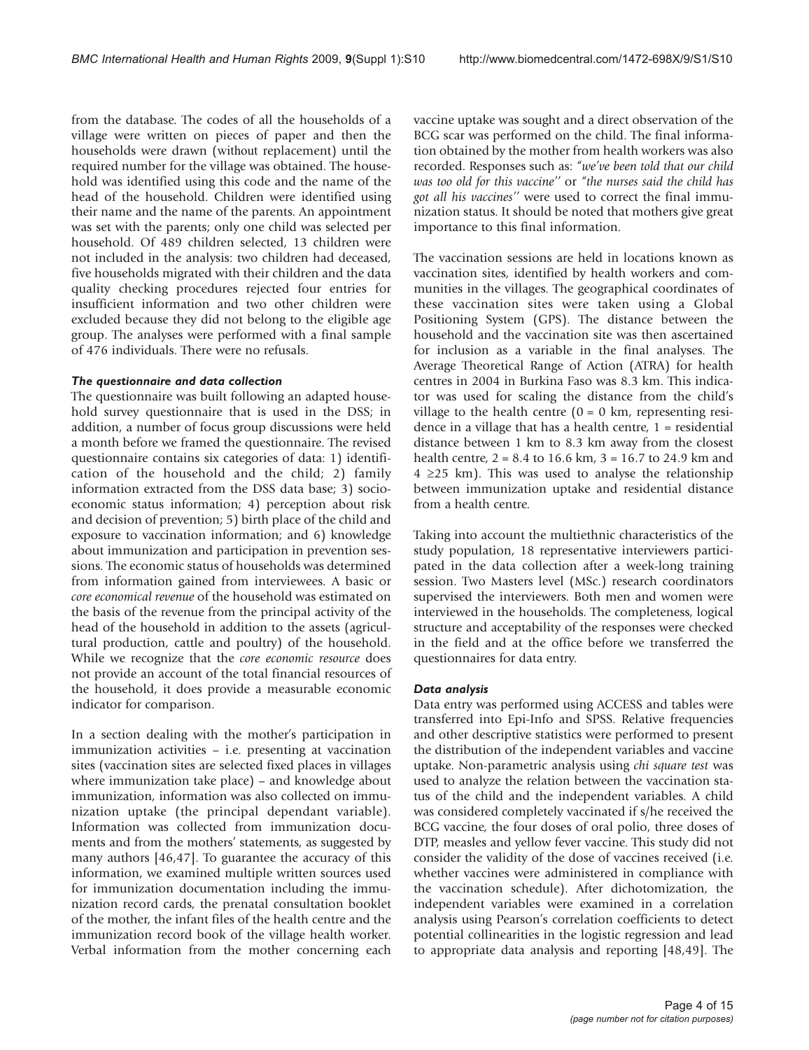from the database. The codes of all the households of a village were written on pieces of paper and then the households were drawn (without replacement) until the required number for the village was obtained. The household was identified using this code and the name of the head of the household. Children were identified using their name and the name of the parents. An appointment was set with the parents; only one child was selected per household. Of 489 children selected, 13 children were not included in the analysis: two children had deceased, five households migrated with their children and the data quality checking procedures rejected four entries for insufficient information and two other children were excluded because they did not belong to the eligible age group. The analyses were performed with a final sample of 476 individuals. There were no refusals.

### *The questionnaire and data collection*

The questionnaire was built following an adapted household survey questionnaire that is used in the DSS; in addition, a number of focus group discussions were held a month before we framed the questionnaire. The revised questionnaire contains six categories of data: 1) identification of the household and the child; 2) family information extracted from the DSS data base; 3) socio-economic status information; 4) perception about risk and decision of prevention; 5) birth place of the child and exposure to vaccination information; and 6) knowledge about immunization and participation in prevention sessions. The economic status of households was determined from information gained from interviewees. A basic or *core economical revenue* of the household was estimated on the basis of the revenue from the principal activity of the head of the household in addition to the assets (agricultural production, cattle and poultry) of the household. While we recognize that the *core economic resource* does not provide an account of the total financial resources of the household, it does provide a measurable economic indicator for comparison.

In a section dealing with the mother's participation in immunization activities – i.e. presenting at vaccination sites (vaccination sites are selected fixed places in villages where immunization take place) – and knowledge about immunization, information was also collected on immunization uptake (the principal dependant variable). Information was collected from immunization documents and from the mothers' statements, as suggested by many authors [46,47]. To guarantee the accuracy of this information, we examined multiple written sources used for immunization documentation including the immunization record cards, the prenatal consultation booklet of the mother, the infant files of the health centre and the immunization record book of the village health worker. Verbal information from the mother concerning each vaccine uptake was sought and a direct observation of the BCG scar was performed on the child. The final information obtained by the mother from health workers was also recorded. Responses such as: *"we've been told that our child was too old for this vaccine"* or *"the nurses said the child has got all his vaccines"* were used to correct the final immunization status. It should be noted that mothers give great importance to this final information.

The vaccination sessions are held in locations known as vaccination sites, identified by health workers and communities in the villages. The geographical coordinates of these vaccination sites were taken using a Global Positioning System (GPS). The distance between the household and the vaccination site was then ascertained for inclusion as a variable in the final analyses. The Average Theoretical Range of Action (ATRA) for health centres in 2004 in Burkina Faso was 8.3 km. This indicator was used for scaling the distance from the child's village to the health centre (0 = 0 km, representing residence in a village that has a health centre, 1 = residential distance between 1 km to 8.3 km away from the closest health centre, 2 = 8.4 to 16.6 km, 3 = 16.7 to 24.9 km and 4 ≥25 km). This was used to analyse the relationship between immunization uptake and residential distance from a health centre.

Taking into account the multiethnic characteristics of the study population, 18 representative interviewers participated in the data collection after a week-long training session. Two Masters level (MSc.) research coordinators supervised the interviewers. Both men and women were interviewed in the households. The completeness, logical structure and acceptability of the responses were checked in the field and at the office before we transferred the questionnaires for data entry.

### *Data analysis*

Data entry was performed using ACCESS and tables were transferred into Epi-Info and SPSS. Relative frequencies and other descriptive statistics were performed to present the distribution of the independent variables and vaccine uptake. Non-parametric analysis using *chi square test* was used to analyze the relation between the vaccination status of the child and the independent variables. A child was considered completely vaccinated if s/he received the BCG vaccine, the four doses of oral polio, three doses of DTP, measles and yellow fever vaccine. This study did not consider the validity of the dose of vaccines received (i.e. whether vaccines were administered in compliance with the vaccination schedule). After dichotomization, the independent variables were examined in a correlation analysis using Pearson's correlation coefficients to detect potential collinearities in the logistic regression and lead to appropriate data analysis and reporting [48,49]. The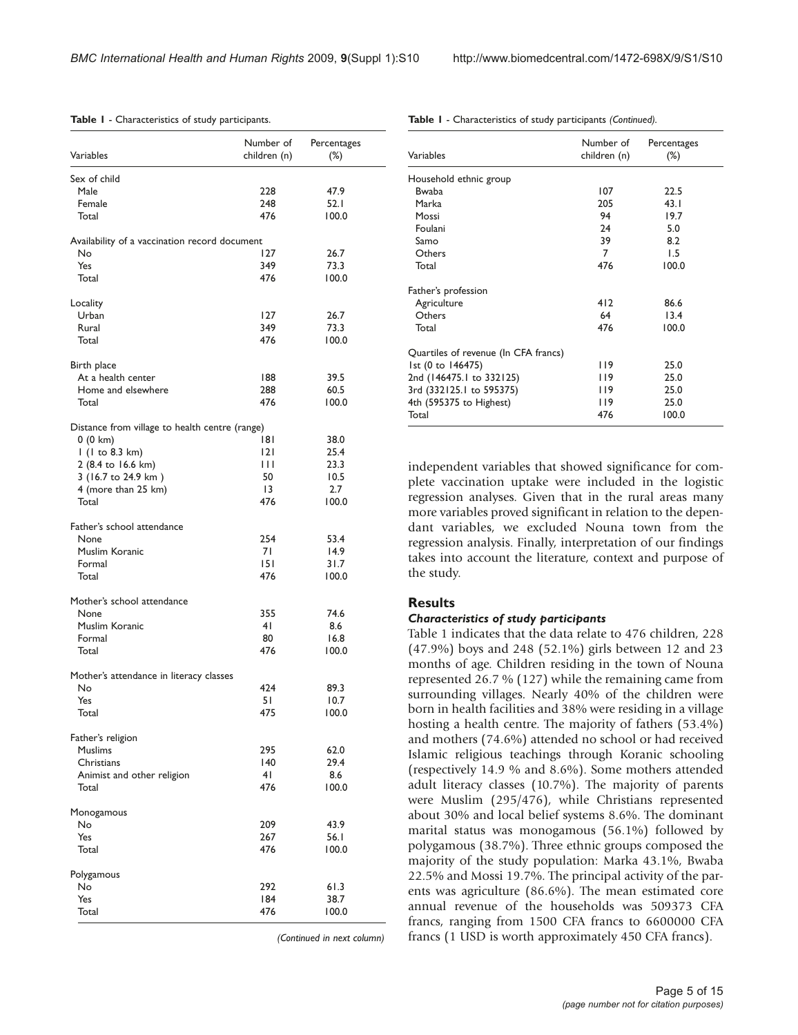**Table 1** - Characteristics of study participants.

| Variables | Number of children (n) | Percentages (%) |
|---|---|---|
| Sex of child | | |
| Male | 228 | 47.9 |
| Female | 248 | 52.1 |
| Total | 476 | 100.0 |
| Availability of a vaccination record document | | |
| No | 127 | 26.7 |
| Yes | 349 | 73.3 |
| Total | 476 | 100.0 |
| Locality | | |
| Urban | 127 | 26.7 |
| Rural | 349 | 73.3 |
| Total | 476 | 100.0 |
| Birth place | | |
| At a health center | 188 | 39.5 |
| Home and elsewhere | 288 | 60.5 |
| Total | 476 | 100.0 |
| Distance from village to health centre (range) | | |
| 0 (0 km) | 181 | 38.0 |
| 1 (1 to 8.3 km) | 121 | 25.4 |
| 2 (8.4 to 16.6 km) | 111 | 23.3 |
| 3 (16.7 to 24.9 km ) | 50 | 10.5 |
| 4 (more than 25 km) | 13 | 2.7 |
| Total | 476 | 100.0 |
| Father's school attendance | | |
| None | 254 | 53.4 |
| Muslim Koranic | 71 | 14.9 |
| Formal | 151 | 31.7 |
| Total | 476 | 100.0 |
| Mother's school attendance | | |
| None | 355 | 74.6 |
| Muslim Koranic | 41 | 8.6 |
| Formal | 80 | 16.8 |
| Total | 476 | 100.0 |
| Mother's attendance in literacy classes | | |
| No | 424 | 89.3 |
| Yes | 51 | 10.7 |
| Total | 475 | 100.0 |
| Father's religion | | |
| Muslims | 295 | 62.0 |
| Christians | 140 | 29.4 |
| Animist and other religion | 41 | 8.6 |
| Total | 476 | 100.0 |
| Monogamous | | |
| No | 209 | 43.9 |
| Yes | 267 | 56.1 |
| Total | 476 | 100.0 |
| Polygamous | | |
| No | 292 | 61.3 |
| Yes | 184 | 38.7 |
| Total | 476 | 100.0 |
| Household ethnic group | | |
| Bwaba | 107 | 22.5 |
| Marka | 205 | 43.1 |
| Mossi | 94 | 19.7 |
| Foulani | 24 | 5.0 |
| Samo | 39 | 8.2 |
| Others | 7 | 1.5 |
| Total | 476 | 100.0 |
| Father's profession | | |
| Agriculture | 412 | 86.6 |
| Others | 64 | 13.4 |
| Total | 476 | 100.0 |
| Quartiles of revenue (In CFA francs) | | |
| 1st (0 to 146475) | 119 | 25.0 |
| 2nd (146475.1 to 332125) | 119 | 25.0 |
| 3rd (332125.1 to 595375) | 119 | 25.0 |
| 4th (595375 to Highest) | 119 | 25.0 |
| Total | 476 | 100.0 |

independent variables that showed significance for complete vaccination uptake were included in the logistic regression analyses. Given that in the rural areas many more variables proved significant in relation to the dependant variables, we excluded Nouna town from the regression analysis. Finally, interpretation of our findings takes into account the literature, context and purpose of the study.

## Results

### *Characteristics of study participants*

Table 1 indicates that the data relate to 476 children, 228 (47.9%) boys and 248 (52.1%) girls between 12 and 23 months of age. Children residing in the town of Nouna represented 26.7 % (127) while the remaining came from surrounding villages. Nearly 40% of the children were born in health facilities and 38% were residing in a village hosting a health centre. The majority of fathers (53.4%) and mothers (74.6%) attended no school or had received Islamic religious teachings through Koranic schooling (respectively 14.9 % and 8.6%). Some mothers attended adult literacy classes (10.7%). The majority of parents were Muslim (295/476), while Christians represented about 30% and local belief systems 8.6%. The dominant marital status was monogamous (56.1%) followed by polygamous (38.7%). Three ethnic groups composed the majority of the study population: Marka 43.1%, Bwaba 22.5% and Mossi 19.7%. The principal activity of the parents was agriculture (86.6%). The mean estimated core annual revenue of the households was 509373 CFA francs, ranging from 1500 CFA francs to 6600000 CFA francs (1 USD is worth approximately 450 CFA francs).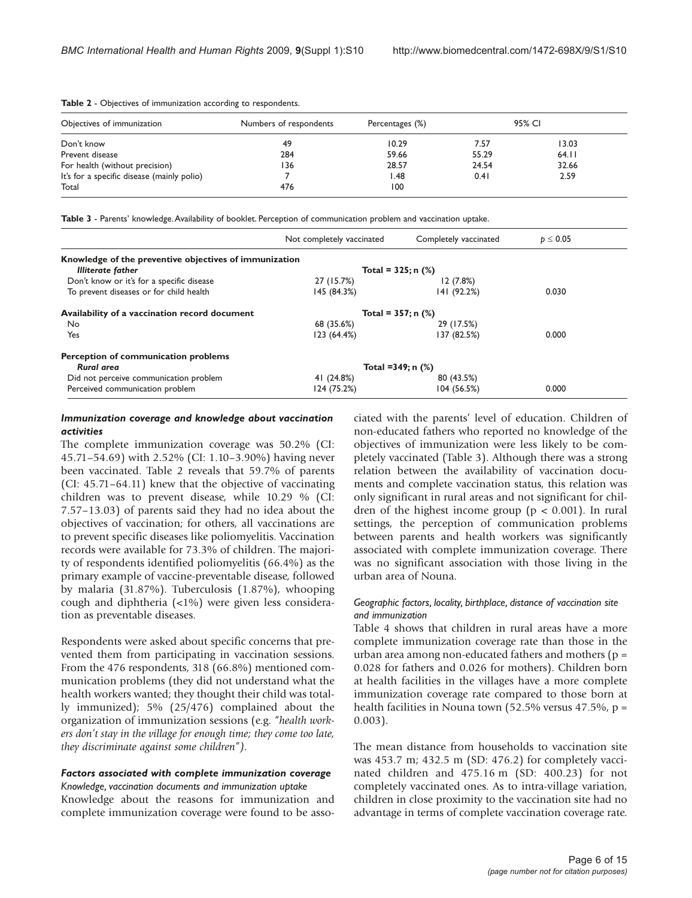**Table 2** - Objectives of immunization according to respondents.

| Objectives of immunization | Numbers of respondents | Percentages (%) | 95% CI | |
|---|---|---|---|---|
| Don't know | 49 | 10.29 | 7.57 | 13.03 |
| Prevent disease | 284 | 59.66 | 55.29 | 64.11 |
| For health (without precision) | 136 | 28.57 | 24.54 | 32.66 |
| It's for a specific disease (mainly polio) | 7 | 1.48 | 0.41 | 2.59 |
| Total | 476 | 100 | | |

**Table 3** - Parents' knowledge. Availability of booklet. Perception of communication problem and vaccination uptake.

| | Not completely vaccinated | Completely vaccinated | $p \leq 0.05$ |
|---|---|---|---|
| **Knowledge of the preventive objectives of immunization** | | | |
| ***Illiterate father*** | Total = 325; n (%) | | |
| Don't know or it's for a specific disease | 27 (15.7%) | 12 (7.8%) | |
| To prevent diseases or for child health | 145 (84.3%) | 141 (92.2%) | 0.030 |
| **Availability of a vaccination record document** | Total = 357; n (%) | | |
| No | 68 (35.6%) | 29 (17.5%) | |
| Yes | 123 (64.4%) | 137 (82.5%) | 0.000 |
| **Perception of communication problems** | | | |
| ***Rural area*** | Total =349; n (%) | | |
| Did not perceive communication problem | 41 (24.8%) | 80 (43.5%) | |
| Perceived communication problem | 124 (75.2%) | 104 (56.5%) | 0.000 |

### *Immunization coverage and knowledge about vaccination activities*

The complete immunization coverage was 50.2% (CI: 45.71–54.69) with 2.52% (CI: 1.10–3.90%) having never been vaccinated. Table 2 reveals that 59.7% of parents (CI: 45.71–64.11) knew that the objective of vaccinating children was to prevent disease, while 10.29 % (CI: 7.57–13.03) of parents said they had no idea about the objectives of vaccination; for others, all vaccinations are to prevent specific diseases like poliomyelitis. Vaccination records were available for 73.3% of children. The majority of respondents identified poliomyelitis (66.4%) as the primary example of vaccine-preventable disease, followed by malaria (31.87%). Tuberculosis (1.87%), whooping cough and diphtheria (<1%) were given less consideration as preventable diseases.

Respondents were asked about specific concerns that prevented them from participating in vaccination sessions. From the 476 respondents, 318 (66.8%) mentioned communication problems (they did not understand what the health workers wanted; they thought their child was totally immunized); 5% (25/476) complained about the organization of immunization sessions (e.g. "*health workers don't stay in the village for enough time; they come too late, they discriminate against some children*").

### *Factors associated with complete immunization coverage*

#### *Knowledge, vaccination documents and immunization uptake*

Knowledge about the reasons for immunization and complete immunization coverage were found to be associated with the parents' level of education. Children of non-educated fathers who reported no knowledge of the objectives of immunization were less likely to be completely vaccinated (Table 3). Although there was a strong relation between the availability of vaccination documents and complete vaccination status, this relation was only significant in rural areas and not significant for children of the highest income group ($p < 0.001$). In rural settings, the perception of communication problems between parents and health workers was significantly associated with complete immunization coverage. There was no significant association with those living in the urban area of Nouna.

#### *Geographic factors, locality, birthplace, distance of vaccination site and immunization*

Table 4 shows that children in rural areas have a more complete immunization coverage rate than those in the urban area among non-educated fathers and mothers ($p = 0.028$ for fathers and 0.026 for mothers). Children born at health facilities in the villages have a more complete immunization coverage rate compared to those born at health facilities in Nouna town (52.5% versus 47.5%, $p = 0.003$).

The mean distance from households to vaccination site was 453.7 m; 432.5 m (SD: 476.2) for completely vaccinated children and 475.16 m (SD: 400.23) for not completely vaccinated ones. As to intra-village variation, children in close proximity to the vaccination site had no advantage in terms of complete vaccination coverage rate.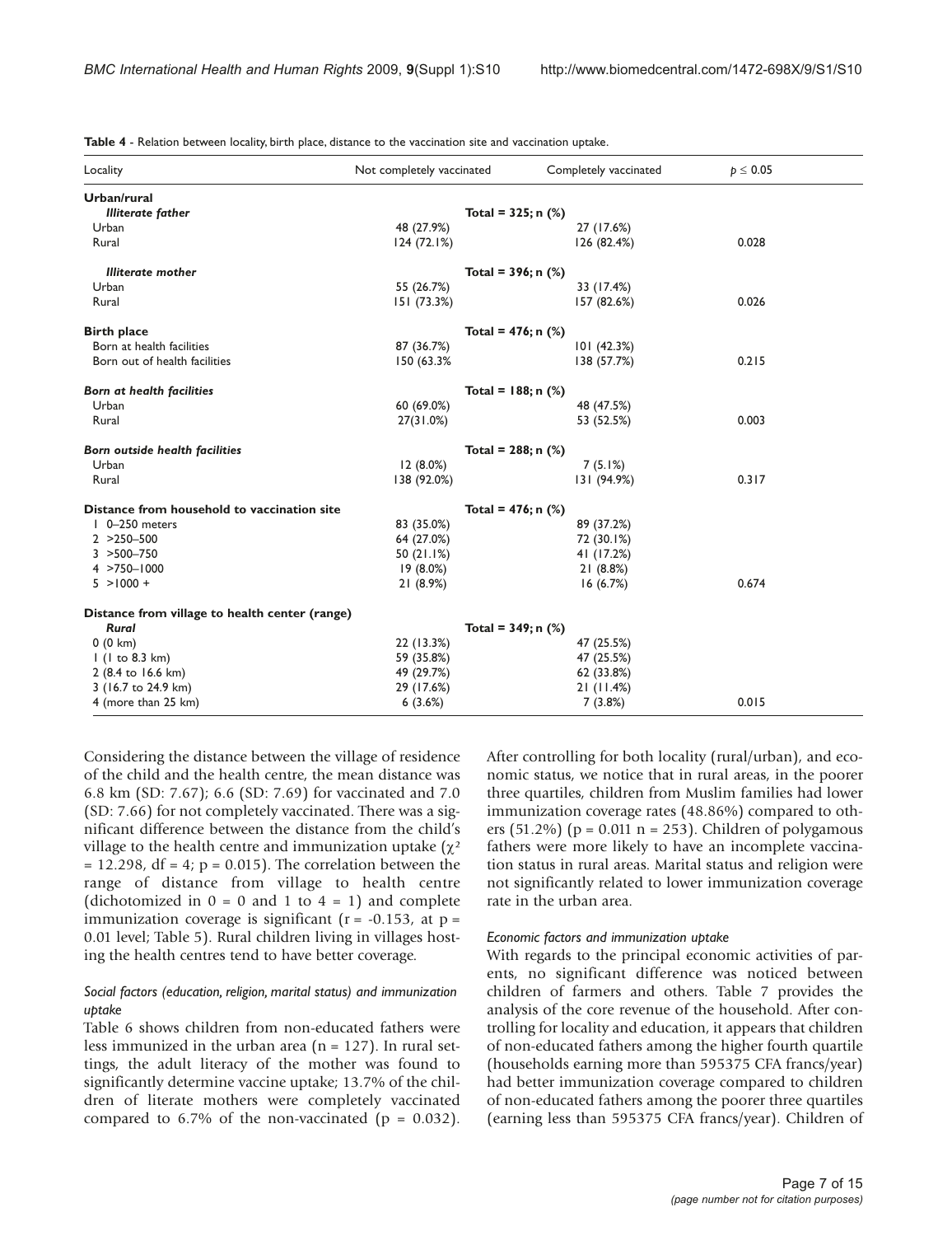**Table 4** - Relation between locality, birth place, distance to the vaccination site and vaccination uptake.

| Locality | Not completely vaccinated | Completely vaccinated | $p \leq 0.05$ |
| --- | --- | --- | --- |
| **Urban/rural** | | | |
| ***Illiterate father*** | Total = 325; n (%) | | |
| Urban | 48 (27.9%) | 27 (17.6%) | |
| Rural | 124 (72.1%) | 126 (82.4%) | 0.028 |
| ***Illiterate mother*** | Total = 396; n (%) | | |
| Urban | 55 (26.7%) | 33 (17.4%) | |
| Rural | 151 (73.3%) | 157 (82.6%) | 0.026 |
| **Birth place** | Total = 476; n (%) | | |
| Born at health facilities | 87 (36.7%) | 101 (42.3%) | |
| Born out of health facilities | 150 (63.3% | 138 (57.7%) | 0.215 |
| ***Born at health facilities*** | Total = 188; n (%) | | |
| Urban | 60 (69.0%) | 48 (47.5%) | |
| Rural | 27(31.0%) | 53 (52.5%) | 0.003 |
| ***Born outside health facilities*** | Total = 288; n (%) | | |
| Urban | 12 (8.0%) | 7 (5.1%) | |
| Rural | 138 (92.0%) | 131 (94.9%) | 0.317 |
| **Distance from household to vaccination site** | Total = 476; n (%) | | |
| 1 0–250 meters | 83 (35.0%) | 89 (37.2%) | |
| 2 >250–500 | 64 (27.0%) | 72 (30.1%) | |
| 3 >500–750 | 50 (21.1%) | 41 (17.2%) | |
| 4 >750–1000 | 19 (8.0%) | 21 (8.8%) | |
| 5 >1000 + | 21 (8.9%) | 16 (6.7%) | 0.674 |
| **Distance from village to health center (range)** | | | |
| ***Rural*** | Total = 349; n (%) | | |
| 0 (0 km) | 22 (13.3%) | 47 (25.5%) | |
| 1 (1 to 8.3 km) | 59 (35.8%) | 47 (25.5%) | |
| 2 (8.4 to 16.6 km) | 49 (29.7%) | 62 (33.8%) | |
| 3 (16.7 to 24.9 km) | 29 (17.6%) | 21 (11.4%) | |
| 4 (more than 25 km) | 6 (3.6%) | 7 (3.8%) | 0.015 |

Considering the distance between the village of residence of the child and the health centre, the mean distance was 6.8 km (SD: 7.67); 6.6 (SD: 7.69) for vaccinated and 7.0 (SD: 7.66) for not completely vaccinated. There was a significant difference between the distance from the child's village to the health centre and immunization uptake ($\chi^2 = 12.298$, df = 4; p = 0.015). The correlation between the range of distance from village to health centre (dichotomized in 0 = 0 and 1 to 4 = 1) and complete immunization coverage is significant (r = -0.153, at p = 0.01 level; Table 5). Rural children living in villages hosting the health centres tend to have better coverage.

### *Social factors (education, religion, marital status) and immunization uptake*

Table 6 shows children from non-educated fathers were less immunized in the urban area (n = 127). In rural settings, the adult literacy of the mother was found to significantly determine vaccine uptake; 13.7% of the children of literate mothers were completely vaccinated compared to 6.7% of the non-vaccinated (p = 0.032). After controlling for both locality (rural/urban), and economic status, we notice that in rural areas, in the poorer three quartiles, children from Muslim families had lower immunization coverage rates (48.86%) compared to others (51.2%) (p = 0.011 n = 253). Children of polygamous fathers were more likely to have an incomplete vaccination status in rural areas. Marital status and religion were not significantly related to lower immunization coverage rate in the urban area.

### *Economic factors and immunization uptake*

With regards to the principal economic activities of parents, no significant difference was noticed between children of farmers and others. Table 7 provides the analysis of the core revenue of the household. After controlling for locality and education, it appears that children of non-educated fathers among the higher fourth quartile (households earning more than 595375 CFA francs/year) had better immunization coverage compared to children of non-educated fathers among the poorer three quartiles (earning less than 595375 CFA francs/year). Children of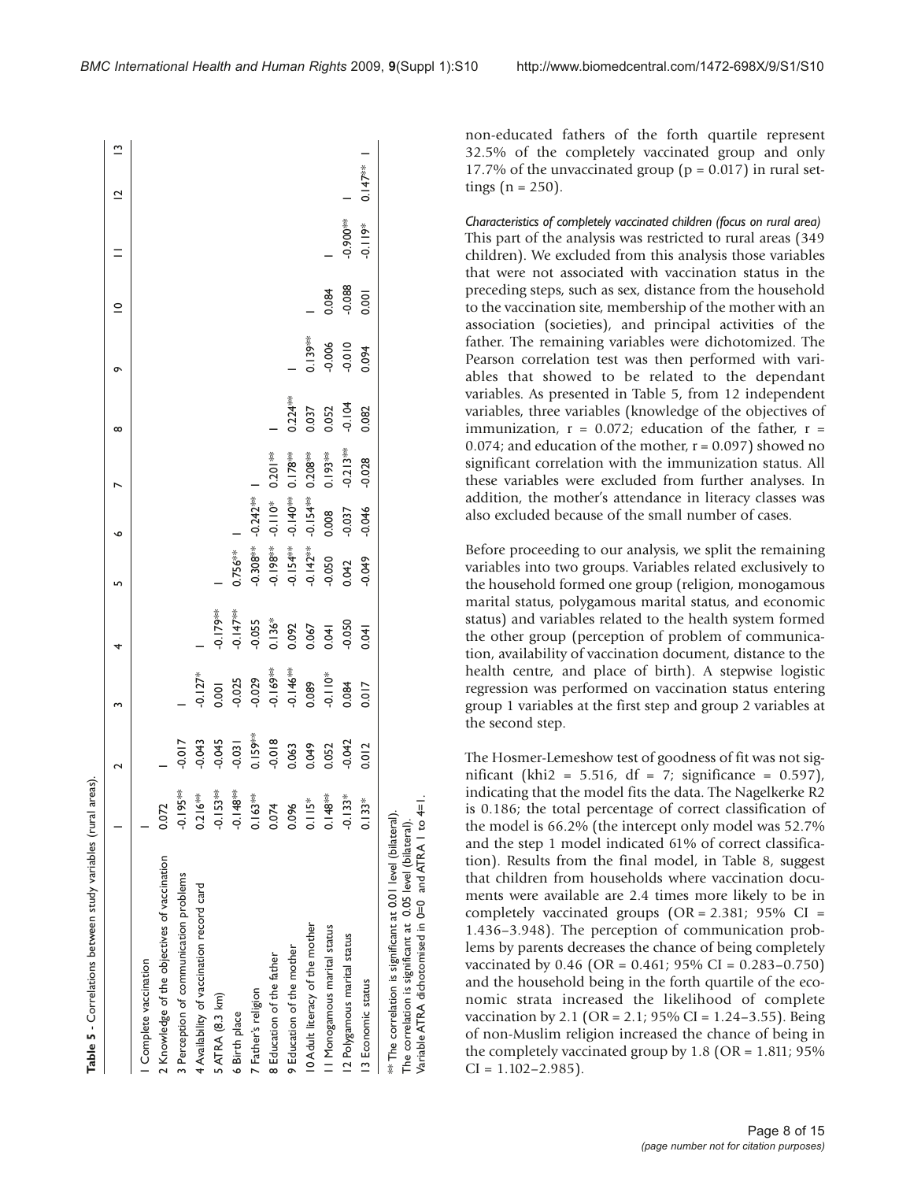**Table 5 - Correlations between study variables (rural areas).**

| | 1 | 2 | 3 | 4 | 5 | 6 | 7 | 8 | 9 | 10 | 11 | 12 | 13 |
|---|---|---|---|---|---|---|---|---|---|---|---|---|---|
| 1 Complete vaccination | 1 | | | | | | | | | | | | |
| 2 Knowledge of the objectives of vaccination | 0.072 | 1 | | | | | | | | | | | |
| 3 Perception of communication problems | -0.195** | -0.017 | 1 | | | | | | | | | | |
| 4 Availability of vaccination record card | 0.216** | -0.043 | -0.127* | 1 | | | | | | | | | |
| 5 ATRA (8.3 km) | -0.153** | -0.045 | 0.001 | -0.179** | 1 | | | | | | | | |
| 6 Birth place | -0.148** | -0.031 | -0.025 | -0.147** | 0.756** | 1 | | | | | | | |
| 7 Father's religion | 0.163** | 0.159** | -0.029 | -0.055 | -0.308** | -0.242** | 1 | | | | | | |
| 8 Education of the father | 0.074 | -0.018 | -0.169** | 0.136* | -0.198** | -0.110* | 0.201** | 1 | | | | | |
| 9 Education of the mother | 0.096 | 0.063 | -0.146** | 0.092 | -0.154** | -0.140** | 0.178** | 0.224** | 1 | | | | |
| 10 Adult literacy of the mother | 0.115* | 0.049 | 0.089 | 0.067 | -0.142** | -0.154** | 0.208** | 0.037 | 0.139** | 1 | | | |
| 11 Monogamous marital status | 0.148** | 0.052 | -0.110* | 0.041 | -0.050 | 0.008 | 0.193** | 0.052 | -0.006 | 0.084 | 1 | | |
| 12 Polygamous marital status | -0.133* | -0.042 | 0.084 | -0.050 | 0.042 | -0.037 | -0.213** | -0.104 | -0.010 | -0.088 | -0.900** | 1 | |
| 13 Economic status | 0.133* | 0.012 | 0.017 | 0.041 | -0.049 | -0.046 | -0.028 | 0.082 | 0.094 | 0.001 | -0.119* | 0.147** | 1 |

** The correlation is significant at 0.01 level (bilateral).
The correlation is significant at 0.05 level (bilateral).
Variable ATRA dichotomised in 0=0 and ATRA 1 to 4=1.

non-educated fathers of the forth quartile represent 32.5% of the completely vaccinated group and only 17.7% of the unvaccinated group ($p = 0.017$) in rural settings ($n = 250$).

*Characteristics of completely vaccinated children (focus on rural area)*

This part of the analysis was restricted to rural areas (349 children). We excluded from this analysis those variables that were not associated with vaccination status in the preceding steps, such as sex, distance from the household to the vaccination site, membership of the mother with an association (societies), and principal activities of the father. The remaining variables were dichotomized. The Pearson correlation test was then performed with variables that showed to be related to the dependant variables. As presented in Table 5, from 12 independent variables, three variables (knowledge of the objectives of immunization, $r = 0.072$; education of the father, $r = 0.074$; and education of the mother, $r = 0.097$) showed no significant correlation with the immunization status. All these variables were excluded from further analyses. In addition, the mother's attendance in literacy classes was also excluded because of the small number of cases.

Before proceeding to our analysis, we split the remaining variables into two groups. Variables related exclusively to the household formed one group (religion, monogamous marital status, polygamous marital status, and economic status) and variables related to the health system formed the other group (perception of problem of communication, availability of vaccination document, distance to the health centre, and place of birth). A stepwise logistic regression was performed on vaccination status entering group 1 variables at the first step and group 2 variables at the second step.

The Hosmer-Lemeshow test of goodness of fit was not significant (khi2 = 5.516, df = 7; significance = 0.597), indicating that the model fits the data. The Nagelkerke R2 is 0.186; the total percentage of correct classification of the model is 66.2% (the intercept only model was 52.7% and the step 1 model indicated 61% of correct classification). Results from the final model, in Table 8, suggest that children from households where vaccination documents were available are 2.4 times more likely to be in completely vaccinated groups (OR = 2.381; 95% CI = 1.436–3.948). The perception of communication problems by parents decreases the chance of being completely vaccinated by 0.46 (OR = 0.461; 95% CI = 0.283–0.750) and the household being in the forth quartile of the economic strata increased the likelihood of complete vaccination by 2.1 (OR = 2.1; 95% CI = 1.24–3.55). Being of non-Muslim religion increased the chance of being in the completely vaccinated group by 1.8 (OR = 1.811; 95% CI = 1.102–2.985).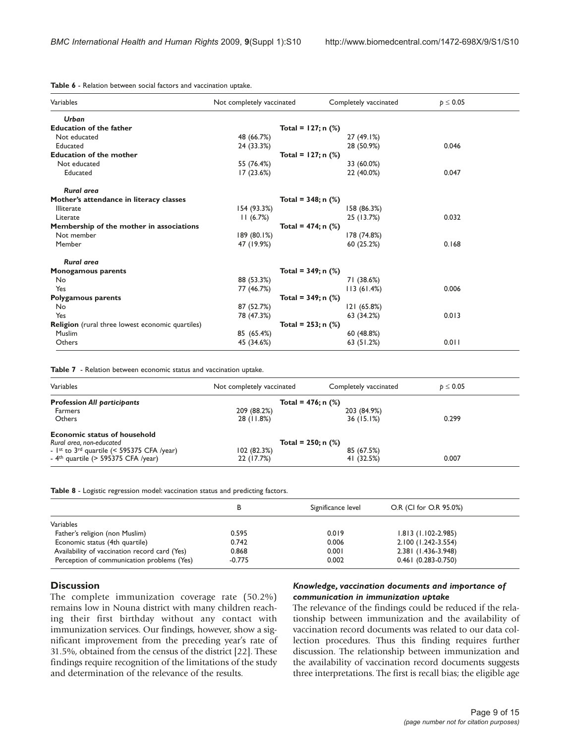**Table 6** - Relation between social factors and vaccination uptake.

| Variables | Not completely vaccinated | Completely vaccinated | $p \leq 0.05$ |
|---|---|---|---|
| ***Urban*** | | | |
| **Education of the father** | Total = 127; n (%) | | |
| Not educated | 48 (66.7%) | 27 (49.1%) | |
| Educated | 24 (33.3%) | 28 (50.9%) | 0.046 |
| **Education of the mother** | Total = 127; n (%) | | |
| Not educated | 55 (76.4%) | 33 (60.0%) | |
| Educated | 17 (23.6%) | 22 (40.0%) | 0.047 |
| ***Rural area*** | | | |
| **Mother's attendance in literacy classes** | Total = 348; n (%) | | |
| Illiterate | 154 (93.3%) | 158 (86.3%) | |
| Literate | 11 (6.7%) | 25 (13.7%) | 0.032 |
| **Membership of the mother in associations** | Total = 474; n (%) | | |
| Not member | 189 (80.1%) | 178 (74.8%) | |
| Member | 47 (19.9%) | 60 (25.2%) | 0.168 |
| ***Rural area*** | | | |
| **Monogamous parents** | Total = 349; n (%) | | |
| No | 88 (53.3%) | 71 (38.6%) | |
| Yes | 77 (46.7%) | 113 (61.4%) | 0.006 |
| **Polygamous parents** | Total = 349; n (%) | | |
| No | 87 (52.7%) | 121 (65.8%) | |
| Yes | 78 (47.3%) | 63 (34.2%) | 0.013 |
| **Religion** (rural three lowest economic quartiles) | Total = 253; n (%) | | |
| Muslim | 85 (65.4%) | 60 (48.8%) | |
| Others | 45 (34.6%) | 63 (51.2%) | 0.011 |

**Table 7** - Relation between economic status and vaccination uptake.

| Variables | Not completely vaccinated | Completely vaccinated | $p \leq 0.05$ |
|---|---|---|---|
| **Profession *All participants*** | Total = 476; n (%) | | |
| Farmers | 209 (88.2%) | 203 (84.9%) | |
| Others | 28 (11.8%) | 36 (15.1%) | 0.299 |
| **Economic status of household** | | | |
| *Rural area, non-educated* | Total = 250; n (%) | | |
| - 1st to 3rd quartile (< 595375 CFA /year) | 102 (82.3%) | 85 (67.5%) | |
| - 4th quartile (> 595375 CFA /year) | 22 (17.7%) | 41 (32.5%) | 0.007 |

**Table 8** - Logistic regression model: vaccination status and predicting factors.

| | B | Significance level | O.R (CI for O.R 95.0%) |
|---|---|---|---|
| Variables | | | |
| Father's religion (non Muslim) | 0.595 | 0.019 | 1.813 (1.102-2.985) |
| Economic status (4th quartile) | 0.742 | 0.006 | 2.100 (1.242-3.554) |
| Availability of vaccination record card (Yes) | 0.868 | 0.001 | 2.381 (1.436-3.948) |
| Perception of communication problems (Yes) | -0.775 | 0.002 | 0.461 (0.283-0.750) |

## Discussion

The complete immunization coverage rate (50.2%) remains low in Nouna district with many children reaching their first birthday without any contact with immunization services. Our findings, however, show a significant improvement from the preceding year's rate of 31.5%, obtained from the census of the district [22]. These findings require recognition of the limitations of the study and determination of the relevance of the results.

### *Knowledge, vaccination documents and importance of communication in immunization uptake*

The relevance of the findings could be reduced if the relationship between immunization and the availability of vaccination record documents was related to our data collection procedures. Thus this finding requires further discussion. The relationship between immunization and the availability of vaccination record documents suggests three interpretations. The first is recall bias; the eligible age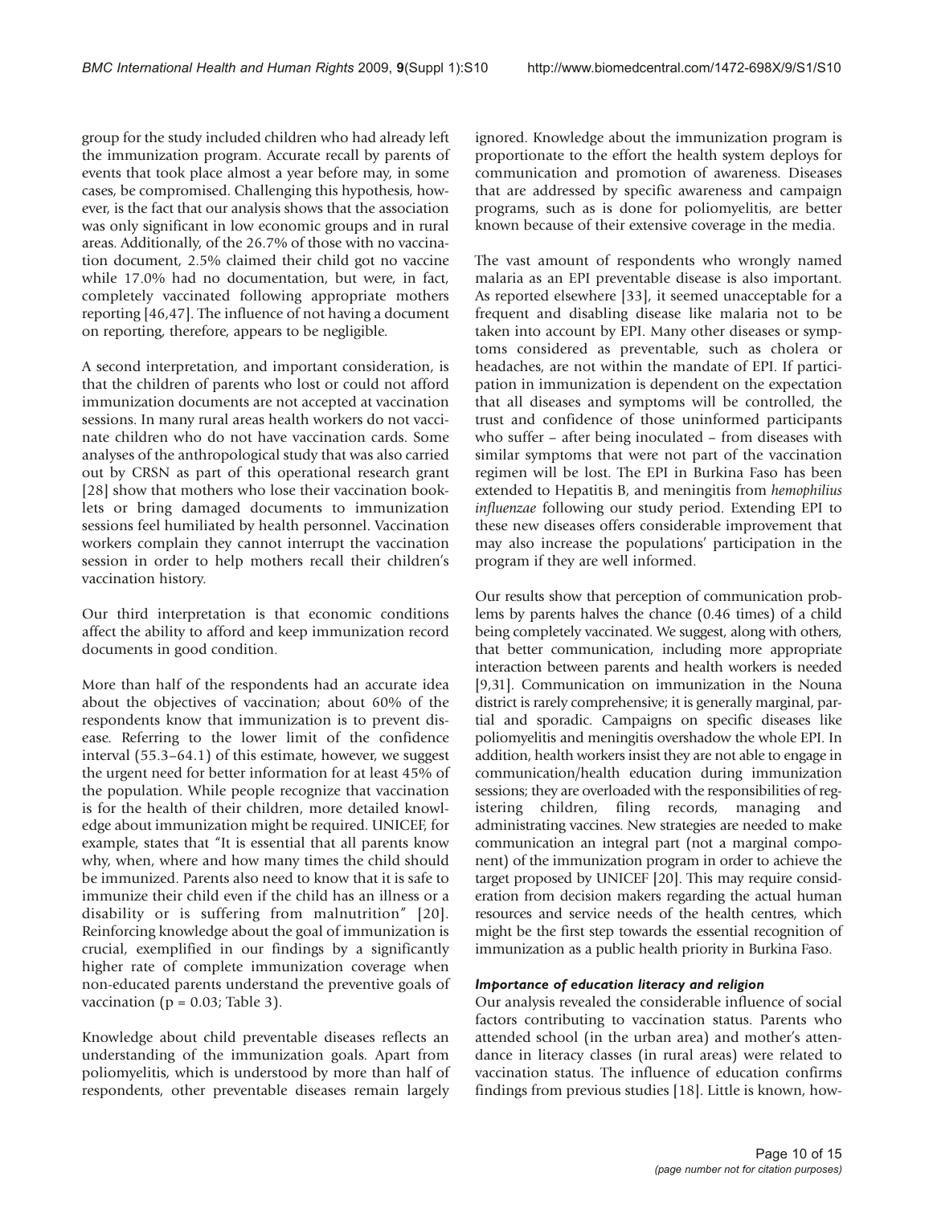group for the study included children who had already left the immunization program. Accurate recall by parents of events that took place almost a year before may, in some cases, be compromised. Challenging this hypothesis, however, is the fact that our analysis shows that the association was only significant in low economic groups and in rural areas. Additionally, of the 26.7% of those with no vaccination document, 2.5% claimed their child got no vaccine while 17.0% had no documentation, but were, in fact, completely vaccinated following appropriate mothers reporting [46,47]. The influence of not having a document on reporting, therefore, appears to be negligible.

A second interpretation, and important consideration, is that the children of parents who lost or could not afford immunization documents are not accepted at vaccination sessions. In many rural areas health workers do not vaccinate children who do not have vaccination cards. Some analyses of the anthropological study that was also carried out by CRSN as part of this operational research grant [28] show that mothers who lose their vaccination booklets or bring damaged documents to immunization sessions feel humiliated by health personnel. Vaccination workers complain they cannot interrupt the vaccination session in order to help mothers recall their children's vaccination history.

Our third interpretation is that economic conditions affect the ability to afford and keep immunization record documents in good condition.

More than half of the respondents had an accurate idea about the objectives of vaccination; about 60% of the respondents know that immunization is to prevent disease. Referring to the lower limit of the confidence interval (55.3–64.1) of this estimate, however, we suggest the urgent need for better information for at least 45% of the population. While people recognize that vaccination is for the health of their children, more detailed knowledge about immunization might be required. UNICEF, for example, states that "It is essential that all parents know why, when, where and how many times the child should be immunized. Parents also need to know that it is safe to immunize their child even if the child has an illness or a disability or is suffering from malnutrition" [20]. Reinforcing knowledge about the goal of immunization is crucial, exemplified in our findings by a significantly higher rate of complete immunization coverage when non-educated parents understand the preventive goals of vaccination ($p = 0.03$; Table 3).

Knowledge about child preventable diseases reflects an understanding of the immunization goals. Apart from poliomyelitis, which is understood by more than half of respondents, other preventable diseases remain largely ignored. Knowledge about the immunization program is proportionate to the effort the health system deploys for communication and promotion of awareness. Diseases that are addressed by specific awareness and campaign programs, such as is done for poliomyelitis, are better known because of their extensive coverage in the media.

The vast amount of respondents who wrongly named malaria as an EPI preventable disease is also important. As reported elsewhere [33], it seemed unacceptable for a frequent and disabling disease like malaria not to be taken into account by EPI. Many other diseases or symptoms considered as preventable, such as cholera or headaches, are not within the mandate of EPI. If participation in immunization is dependent on the expectation that all diseases and symptoms will be controlled, the trust and confidence of those uninformed participants who suffer – after being inoculated – from diseases with similar symptoms that were not part of the vaccination regimen will be lost. The EPI in Burkina Faso has been extended to Hepatitis B, and meningitis from *hemophilius influenzae* following our study period. Extending EPI to these new diseases offers considerable improvement that may also increase the populations' participation in the program if they are well informed.

Our results show that perception of communication problems by parents halves the chance (0.46 times) of a child being completely vaccinated. We suggest, along with others, that better communication, including more appropriate interaction between parents and health workers is needed [9,31]. Communication on immunization in the Nouna district is rarely comprehensive; it is generally marginal, partial and sporadic. Campaigns on specific diseases like poliomyelitis and meningitis overshadow the whole EPI. In addition, health workers insist they are not able to engage in communication/health education during immunization sessions; they are overloaded with the responsibilities of registering children, filing records, managing and administrating vaccines. New strategies are needed to make communication an integral part (not a marginal component) of the immunization program in order to achieve the target proposed by UNICEF [20]. This may require consideration from decision makers regarding the actual human resources and service needs of the health centres, which might be the first step towards the essential recognition of immunization as a public health priority in Burkina Faso.

### *Importance of education literacy and religion*

Our analysis revealed the considerable influence of social factors contributing to vaccination status. Parents who attended school (in the urban area) and mother's attendance in literacy classes (in rural areas) were related to vaccination status. The influence of education confirms findings from previous studies [18]. Little is known, how-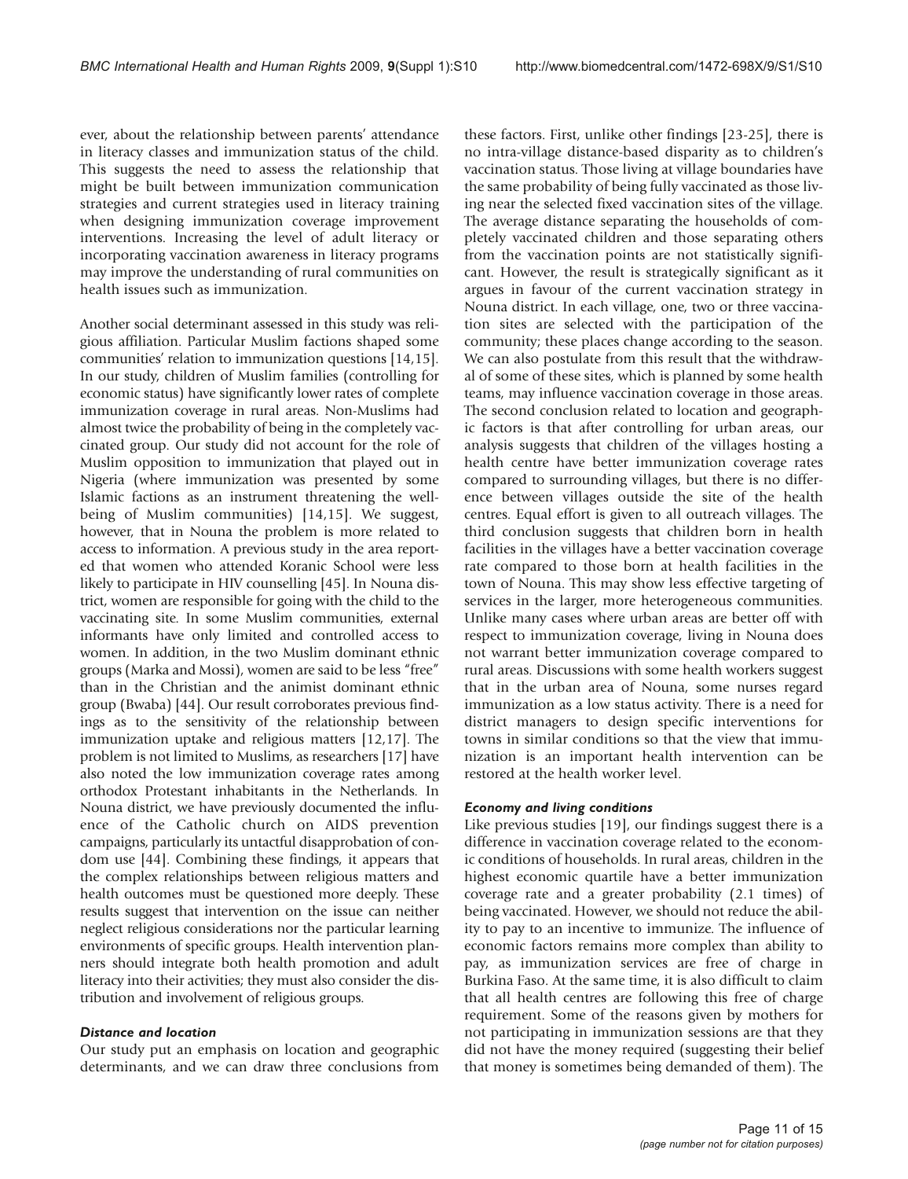ever, about the relationship between parents' attendance in literacy classes and immunization status of the child. This suggests the need to assess the relationship that might be built between immunization communication strategies and current strategies used in literacy training when designing immunization coverage improvement interventions. Increasing the level of adult literacy or incorporating vaccination awareness in literacy programs may improve the understanding of rural communities on health issues such as immunization.

Another social determinant assessed in this study was religious affiliation. Particular Muslim factions shaped some communities' relation to immunization questions [14,15]. In our study, children of Muslim families (controlling for economic status) have significantly lower rates of complete immunization coverage in rural areas. Non-Muslims had almost twice the probability of being in the completely vaccinated group. Our study did not account for the role of Muslim opposition to immunization that played out in Nigeria (where immunization was presented by some Islamic factions as an instrument threatening the well-being of Muslim communities) [14,15]. We suggest, however, that in Nouna the problem is more related to access to information. A previous study in the area reported that women who attended Koranic School were less likely to participate in HIV counselling [45]. In Nouna district, women are responsible for going with the child to the vaccinating site. In some Muslim communities, external informants have only limited and controlled access to women. In addition, in the two Muslim dominant ethnic groups (Marka and Mossi), women are said to be less "free" than in the Christian and the animist dominant ethnic group (Bwaba) [44]. Our result corroborates previous findings as to the sensitivity of the relationship between immunization uptake and religious matters [12,17]. The problem is not limited to Muslims, as researchers [17] have also noted the low immunization coverage rates among orthodox Protestant inhabitants in the Netherlands. In Nouna district, we have previously documented the influence of the Catholic church on AIDS prevention campaigns, particularly its untactful disapprobation of condom use [44]. Combining these findings, it appears that the complex relationships between religious matters and health outcomes must be questioned more deeply. These results suggest that intervention on the issue can neither neglect religious considerations nor the particular learning environments of specific groups. Health intervention planners should integrate both health promotion and adult literacy into their activities; they must also consider the distribution and involvement of religious groups.

### *Distance and location*

Our study put an emphasis on location and geographic determinants, and we can draw three conclusions from these factors. First, unlike other findings [23-25], there is no intra-village distance-based disparity as to children's vaccination status. Those living at village boundaries have the same probability of being fully vaccinated as those living near the selected fixed vaccination sites of the village. The average distance separating the households of completely vaccinated children and those separating others from the vaccination points are not statistically significant. However, the result is strategically significant as it argues in favour of the current vaccination strategy in Nouna district. In each village, one, two or three vaccination sites are selected with the participation of the community; these places change according to the season. We can also postulate from this result that the withdrawal of some of these sites, which is planned by some health teams, may influence vaccination coverage in those areas. The second conclusion related to location and geographic factors is that after controlling for urban areas, our analysis suggests that children of the villages hosting a health centre have better immunization coverage rates compared to surrounding villages, but there is no difference between villages outside the site of the health centres. Equal effort is given to all outreach villages. The third conclusion suggests that children born in health facilities in the villages have a better vaccination coverage rate compared to those born at health facilities in the town of Nouna. This may show less effective targeting of services in the larger, more heterogeneous communities. Unlike many cases where urban areas are better off with respect to immunization coverage, living in Nouna does not warrant better immunization coverage compared to rural areas. Discussions with some health workers suggest that in the urban area of Nouna, some nurses regard immunization as a low status activity. There is a need for district managers to design specific interventions for towns in similar conditions so that the view that immunization is an important health intervention can be restored at the health worker level.

### *Economy and living conditions*

Like previous studies [19], our findings suggest there is a difference in vaccination coverage related to the economic conditions of households. In rural areas, children in the highest economic quartile have a better immunization coverage rate and a greater probability (2.1 times) of being vaccinated. However, we should not reduce the ability to pay to an incentive to immunize. The influence of economic factors remains more complex than ability to pay, as immunization services are free of charge in Burkina Faso. At the same time, it is also difficult to claim that all health centres are following this free of charge requirement. Some of the reasons given by mothers for not participating in immunization sessions are that they did not have the money required (suggesting their belief that money is sometimes being demanded of them). The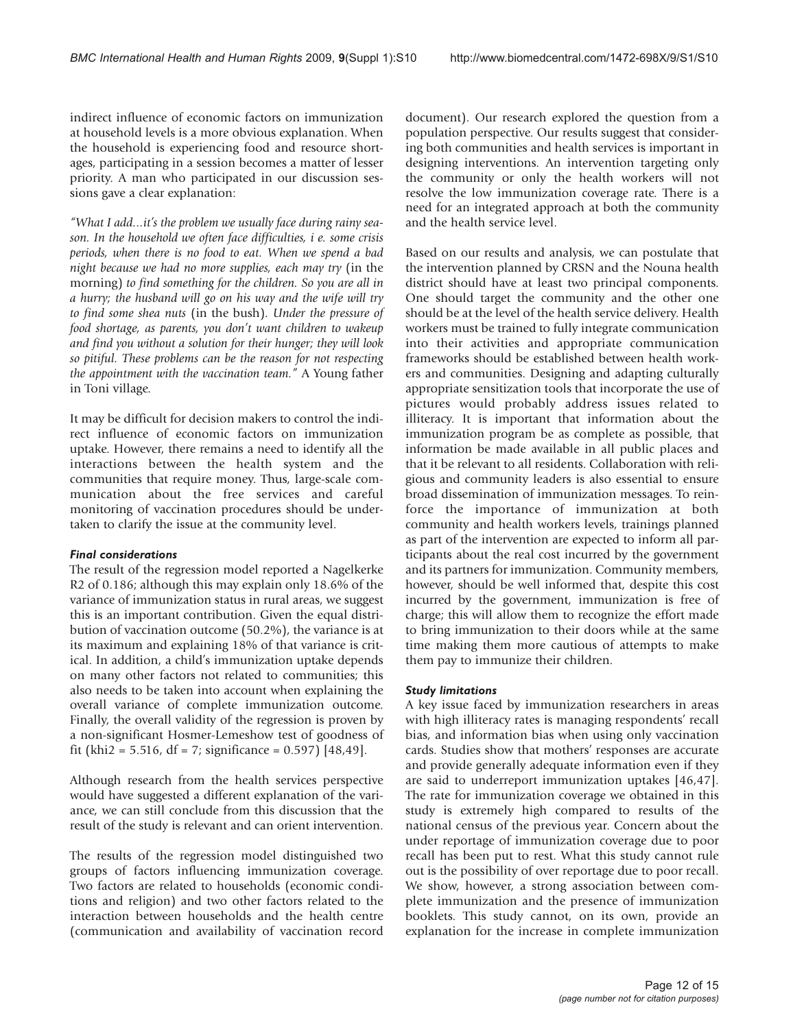indirect influence of economic factors on immunization at household levels is a more obvious explanation. When the household is experiencing food and resource shortages, participating in a session becomes a matter of lesser priority. A man who participated in our discussion sessions gave a clear explanation:

*"What I add...it's the problem we usually face during rainy season. In the household we often face difficulties, i e. some crisis periods, when there is no food to eat. When we spend a bad night because we had no more supplies, each may try* (in the morning) *to find something for the children. So you are all in a hurry; the husband will go on his way and the wife will try to find some shea nuts* (in the bush). *Under the pressure of food shortage, as parents, you don't want children to wakeup and find you without a solution for their hunger; they will look so pitiful. These problems can be the reason for not respecting the appointment with the vaccination team."* A Young father in Toni village.

It may be difficult for decision makers to control the indirect influence of economic factors on immunization uptake. However, there remains a need to identify all the interactions between the health system and the communities that require money. Thus, large-scale communication about the free services and careful monitoring of vaccination procedures should be undertaken to clarify the issue at the community level.

### *Final considerations*

The result of the regression model reported a Nagelkerke R2 of 0.186; although this may explain only 18.6% of the variance of immunization status in rural areas, we suggest this is an important contribution. Given the equal distribution of vaccination outcome (50.2%), the variance is at its maximum and explaining 18% of that variance is critical. In addition, a child's immunization uptake depends on many other factors not related to communities; this also needs to be taken into account when explaining the overall variance of complete immunization outcome. Finally, the overall validity of the regression is proven by a non-significant Hosmer-Lemeshow test of goodness of fit (khi2 = 5.516, df = 7; significance = 0.597) [48,49].

Although research from the health services perspective would have suggested a different explanation of the variance, we can still conclude from this discussion that the result of the study is relevant and can orient intervention.

The results of the regression model distinguished two groups of factors influencing immunization coverage. Two factors are related to households (economic conditions and religion) and two other factors related to the interaction between households and the health centre (communication and availability of vaccination record document). Our research explored the question from a population perspective. Our results suggest that considering both communities and health services is important in designing interventions. An intervention targeting only the community or only the health workers will not resolve the low immunization coverage rate. There is a need for an integrated approach at both the community and the health service level.

Based on our results and analysis, we can postulate that the intervention planned by CRSN and the Nouna health district should have at least two principal components. One should target the community and the other one should be at the level of the health service delivery. Health workers must be trained to fully integrate communication into their activities and appropriate communication frameworks should be established between health workers and communities. Designing and adapting culturally appropriate sensitization tools that incorporate the use of pictures would probably address issues related to illiteracy. It is important that information about the immunization program be as complete as possible, that information be made available in all public places and that it be relevant to all residents. Collaboration with religious and community leaders is also essential to ensure broad dissemination of immunization messages. To reinforce the importance of immunization at both community and health workers levels, trainings planned as part of the intervention are expected to inform all participants about the real cost incurred by the government and its partners for immunization. Community members, however, should be well informed that, despite this cost incurred by the government, immunization is free of charge; this will allow them to recognize the effort made to bring immunization to their doors while at the same time making them more cautious of attempts to make them pay to immunize their children.

### *Study limitations*

A key issue faced by immunization researchers in areas with high illiteracy rates is managing respondents' recall bias, and information bias when using only vaccination cards. Studies show that mothers' responses are accurate and provide generally adequate information even if they are said to underreport immunization uptakes [46,47]. The rate for immunization coverage we obtained in this study is extremely high compared to results of the national census of the previous year. Concern about the under reportage of immunization coverage due to poor recall has been put to rest. What this study cannot rule out is the possibility of over reportage due to poor recall. We show, however, a strong association between complete immunization and the presence of immunization booklets. This study cannot, on its own, provide an explanation for the increase in complete immunization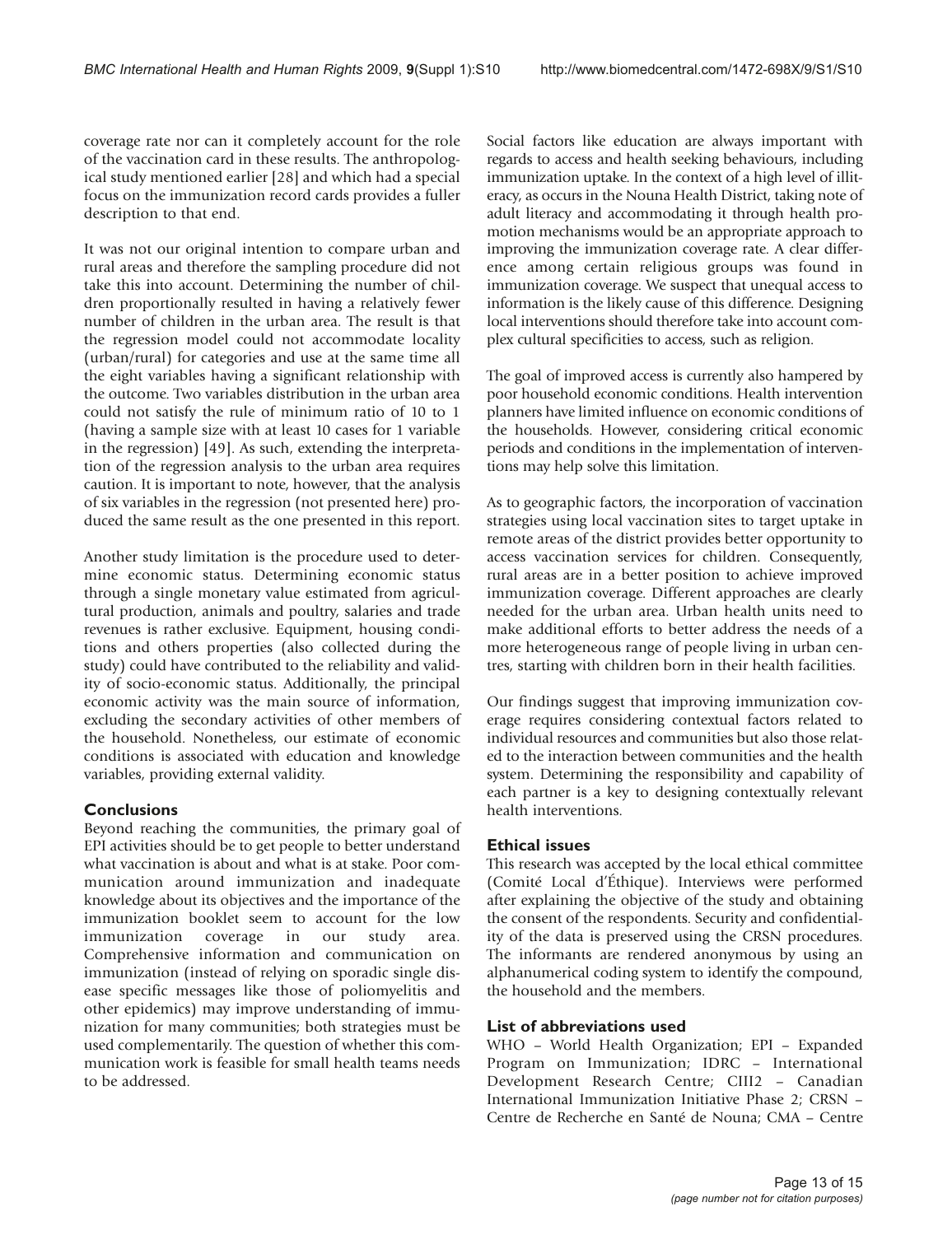coverage rate nor can it completely account for the role of the vaccination card in these results. The anthropological study mentioned earlier [28] and which had a special focus on the immunization record cards provides a fuller description to that end.

It was not our original intention to compare urban and rural areas and therefore the sampling procedure did not take this into account. Determining the number of children proportionally resulted in having a relatively fewer number of children in the urban area. The result is that the regression model could not accommodate locality (urban/rural) for categories and use at the same time all the eight variables having a significant relationship with the outcome. Two variables distribution in the urban area could not satisfy the rule of minimum ratio of 10 to 1 (having a sample size with at least 10 cases for 1 variable in the regression) [49]. As such, extending the interpretation of the regression analysis to the urban area requires caution. It is important to note, however, that the analysis of six variables in the regression (not presented here) produced the same result as the one presented in this report.

Another study limitation is the procedure used to determine economic status. Determining economic status through a single monetary value estimated from agricultural production, animals and poultry, salaries and trade revenues is rather exclusive. Equipment, housing conditions and others properties (also collected during the study) could have contributed to the reliability and validity of socio-economic status. Additionally, the principal economic activity was the main source of information, excluding the secondary activities of other members of the household. Nonetheless, our estimate of economic conditions is associated with education and knowledge variables, providing external validity.

## Conclusions

Beyond reaching the communities, the primary goal of EPI activities should be to get people to better understand what vaccination is about and what is at stake. Poor communication around immunization and inadequate knowledge about its objectives and the importance of the immunization booklet seem to account for the low immunization coverage in our study area. Comprehensive information and communication on immunization (instead of relying on sporadic single disease specific messages like those of poliomyelitis and other epidemics) may improve understanding of immunization for many communities; both strategies must be used complementarily. The question of whether this communication work is feasible for small health teams needs to be addressed.

Social factors like education are always important with regards to access and health seeking behaviours, including immunization uptake. In the context of a high level of illiteracy, as occurs in the Nouna Health District, taking note of adult literacy and accommodating it through health promotion mechanisms would be an appropriate approach to improving the immunization coverage rate. A clear difference among certain religious groups was found in immunization coverage. We suspect that unequal access to information is the likely cause of this difference. Designing local interventions should therefore take into account complex cultural specificities to access, such as religion.

The goal of improved access is currently also hampered by poor household economic conditions. Health intervention planners have limited influence on economic conditions of the households. However, considering critical economic periods and conditions in the implementation of interventions may help solve this limitation.

As to geographic factors, the incorporation of vaccination strategies using local vaccination sites to target uptake in remote areas of the district provides better opportunity to access vaccination services for children. Consequently, rural areas are in a better position to achieve improved immunization coverage. Different approaches are clearly needed for the urban area. Urban health units need to make additional efforts to better address the needs of a more heterogeneous range of people living in urban centres, starting with children born in their health facilities.

Our findings suggest that improving immunization coverage requires considering contextual factors related to individual resources and communities but also those related to the interaction between communities and the health system. Determining the responsibility and capability of each partner is a key to designing contextually relevant health interventions.

## Ethical issues

This research was accepted by the local ethical committee (Comité Local d'Éthique). Interviews were performed after explaining the objective of the study and obtaining the consent of the respondents. Security and confidentiality of the data is preserved using the CRSN procedures. The informants are rendered anonymous by using an alphanumerical coding system to identify the compound, the household and the members.

## List of abbreviations used

WHO – World Health Organization; EPI – Expanded Program on Immunization; IDRC – International Development Research Centre; CIII2 – Canadian International Immunization Initiative Phase 2; CRSN – Centre de Recherche en Santé de Nouna; CMA – Centre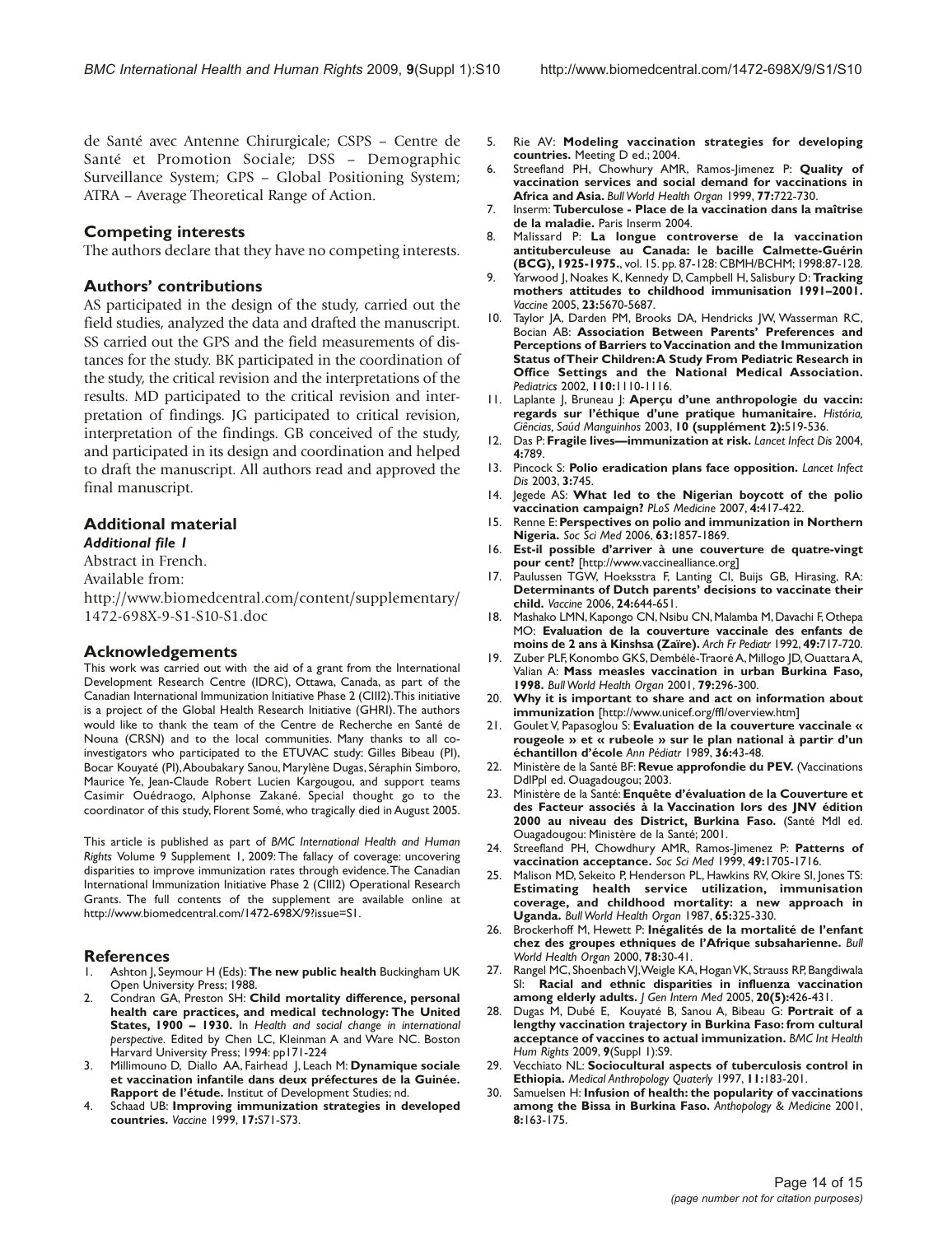de Santé avec Antenne Chirurgicale; CSPS – Centre de Santé et Promotion Sociale; DSS – Demographic Surveillance System; GPS – Global Positioning System; ATRA – Average Theoretical Range of Action.

## Competing interests

The authors declare that they have no competing interests.

## Authors' contributions

AS participated in the design of the study, carried out the field studies, analyzed the data and drafted the manuscript. SS carried out the GPS and the field measurements of distances for the study. BK participated in the coordination of the study, the critical revision and the interpretations of the results. MD participated to the critical revision and interpretation of findings. JG participated to critical revision, interpretation of the findings. GB conceived of the study, and participated in its design and coordination and helped to draft the manuscript. All authors read and approved the final manuscript.

## Additional material

***Additional file 1***

Abstract in French.

Available from:

http://www.biomedcentral.com/content/supplementary/1472-698X-9-S1-S10-S1.doc

## Acknowledgements

This work was carried out with the aid of a grant from the International Development Research Centre (IDRC), Ottawa, Canada, as part of the Canadian International Immunization Initiative Phase 2 (CIII2). This initiative is a project of the Global Health Research Initiative (GHRI). The authors would like to thank the team of the Centre de Recherche en Santé de Nouna (CRSN) and to the local communities. Many thanks to all co-investigators who participated to the ETUVAC study: Gilles Bibeau (PI), Bocar Kouyaté (PI), Aboubakary Sanou, Marylène Dugas, Séraphin Simboro, Maurice Ye, Jean-Claude Robert Lucien Kargougou, and support teams Casimir Ouédraogo, Alphonse Zakané. Special thought go to the coordinator of this study, Florent Somé, who tragically died in August 2005.

This article is published as part of *BMC International Health and Human Rights* Volume 9 Supplement 1, 2009: The fallacy of coverage: uncovering disparities to improve immunization rates through evidence. The Canadian International Immunization Initiative Phase 2 (CIII2) Operational Research Grants. The full contents of the supplement are available online at http://www.biomedcentral.com/1472-698X/9?issue=S1.

## References

1. Ashton J, Seymour H (Eds): **The new public health** Buckingham UK Open University Press; 1988.
2. Condran GA, Preston SH: **Child mortality difference, personal health care practices, and medical technology: The United States, 1900 – 1930.** In *Health and social change in international perspective.* Edited by Chen LC, Kleinman A and Ware NC. Boston Harvard University Press; 1994: pp171-224
3. Millimouno D, Diallo AA, Fairhead J, Leach M: **Dynamique sociale et vaccination infantile dans deux préfectures de la Guinée. Rapport de l'étude.** Institut of Development Studies; nd.
4. Schaad UB: **Improving immunization strategies in developed countries.** *Vaccine* 1999, **17:**S71-S73.
5. Rie AV: **Modeling vaccination strategies for developing countries.** Meeting D ed.; 2004.
6. Streefland PH, Chowhury AMR, Ramos-Jimenez P: **Quality of vaccination services and social demand for vaccinations in Africa and Asia.** *Bull World Health Organ* 1999, **77:**722-730.
7. Inserm: **Tuberculose - Place de la vaccination dans la maîtrise de la maladie.** Paris Inserm 2004.
8. Malissard P: **La longue controverse de la vaccination antituberculeuse au Canada: le bacille Calmette-Guérin (BCG), 1925-1975.**, vol. 15. pp. 87-128: CBMH/BCHM; 1998:87-128.
9. Yarwood J, Noakes K, Kennedy D, Campbell H, Salisbury D: **Tracking mothers attitudes to childhood immunisation 1991–2001.** *Vaccine* 2005, **23:**5670-5687.
10. Taylor JA, Darden PM, Brooks DA, Hendricks JW, Wasserman RC, Bocian AB: **Association Between Parents' Preferences and Perceptions of Barriers to Vaccination and the Immunization Status of Their Children: A Study From Pediatric Research in Office Settings and the National Medical Association.** *Pediatrics* 2002, **110:**1110-1116.
11. Laplante J, Bruneau J: **Aperçu d'une anthropologie du vaccin: regards sur l'éthique d'une pratique humanitaire.** *História, Ciências, Saúd Manguinhos* 2003, **10 (supplément 2):**519-536.
12. Das P: **Fragile lives—immunization at risk.** *Lancet Infect Dis* 2004, **4:**789.
13. Pincock S: **Polio eradication plans face opposition.** *Lancet Infect Dis* 2003, **3:**745.
14. Jegede AS: **What led to the Nigerian boycott of the polio vaccination campaign?** *PLoS Medicine* 2007, **4:**417-422.
15. Renne E: **Perspectives on polio and immunization in Northern Nigeria.** *Soc Sci Med* 2006, **63:**1857-1869.
16. **Est-il possible d'arriver à une couverture de quatre-vingt pour cent?** [http://www.vaccinealliance.org]
17. Paulussen TGW, Hoeksstra F, Lanting CI, Buijs GB, Hirasing, RA: **Determinants of Dutch parents' decisions to vaccinate their child.** *Vaccine* 2006, **24:**644-651.
18. Mashako LMN, Kapongo CN, Nsibu CN, Malamba M, Davachi F, Othepa MO: **Evaluation de la couverture vaccinale des enfants de moins de 2 ans à Kinshsa (Zaïre).** *Arch Fr Pediatr* 1992, **49:**717-720.
19. Zuber PLF, Konombo GKS, Dembélé-Traoré A, Millogo JD, Ouattara A, Valian A: **Mass measles vaccination in urban Burkina Faso, 1998.** *Bull World Health Organ* 2001, **79:**296-300.
20. **Why it is important to share and act on information about immunization** [http://www.unicef.org/ffl/overview.htm]
21. Goulet V, Papasoglou S: **Evaluation de la couverture vaccinale « rougeole » et « rubeole » sur le plan national à partir d'un échantillon d'école** *Ann Pédiatr* 1989, **36:**43-48.
22. Ministère de la Santé BF: **Revue approfondie du PEV.** (Vaccinations DdlPpl ed. Ouagadougou; 2003.
23. Ministère de la Santé: **Enquête d'évaluation de la Couverture et des Facteur associés à la Vaccination lors des JNV édition 2000 au niveau des District, Burkina Faso.** (Santé MdI ed. Ouagadougou: Ministère de la Santé; 2001.
24. Streefland PH, Chowdhury AMR, Ramos-Jimenez P: **Patterns of vaccination acceptance.** *Soc Sci Med* 1999, **49:**1705-1716.
25. Malison MD, Sekeito P, Henderson PL, Hawkins RV, Okire SI, Jones TS: **Estimating health service utilization, immunisation coverage, and childhood mortality: a new approach in Uganda.** *Bull World Health Organ* 1987, **65:**325-330.
26. Brockerhoff M, Hewett P: **Inégalités de la mortalité de l'enfant chez des groupes ethniques de l'Afrique subsaharienne.** *Bull World Health Organ* 2000, **78:**30-41.
27. Rangel MC, Shoenbach VJ, Weigle KA, Hogan VK, Strauss RP, Bangdiwala SI: **Racial and ethnic disparities in influenza vaccination among elderly adults.** *J Gen Intern Med* 2005, **20(5):**426-431.
28. Dugas M, Dubé E, Kouyaté B, Sanou A, Bibeau G: **Portrait of a lengthy vaccination trajectory in Burkina Faso: from cultural acceptance of vaccines to actual immunization.** *BMC Int Health Hum Rights* 2009, **9**(Suppl 1):S9.
29. Vecchiato NL: **Sociocultural aspects of tuberculosis control in Ethiopia.** *Medical Anthropology Quaterly* 1997, **11:**183-201.
30. Samuelsen H: **Infusion of health: the popularity of vaccinations among the Bissa in Burkina Faso.** *Anthopology & Medicine* 2001, **8:**163-175.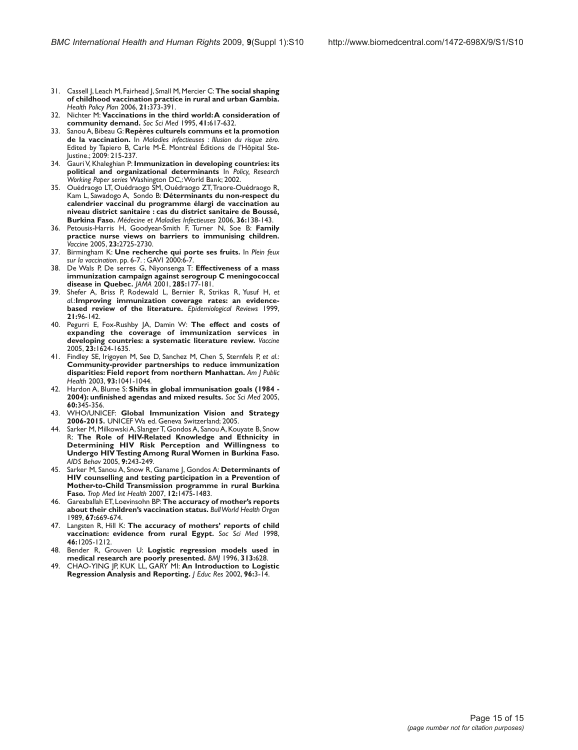31. Cassell J, Leach M, Fairhead J, Small M, Mercier C: **The social shaping of childhood vaccination practice in rural and urban Gambia.** *Health Policy Plan* 2006, **21:**373-391.
32. Nichter M: **Vaccinations in the third world: A consideration of community demand.** *Soc Sci Med* 1995, **41:**617-632.
33. Sanou A, Bibeau G: **Repères culturels communs et la promotion de la vaccination.** In *Maladies infectieuses : Illusion du risque zéro.* Edited by Tapiero B, Carle M-È. Montréal Éditions de l'Hôpital Ste-Justine.; 2009: 215-237.
34. Gauri V, Khaleghian P: **Immunization in developing countries: its political and organizational determinants** In *Policy, Research Working Paper series* Washington DC,: World Bank; 2002.
35. Ouédraogo LT, Ouédraogo SM, Ouédraogo ZT, Traore-Ouédraogo R, Kam L, Sawadogo A, Sondo B: **Déterminants du non-respect du calendrier vaccinal du programme élargi de vaccination au niveau district sanitaire : cas du district sanitaire de Boussé, Burkina Faso.** *Médecine et Maladies Infectieuses* 2006, **36:**138-143.
36. Petousis-Harris H, Goodyear-Smith F, Turner N, Soe B: **Family practice nurse views on barriers to immunising children.** *Vaccine* 2005, **23:**2725-2730.
37. Birmingham K: **Une recherche qui porte ses fruits.** In *Plein feux sur la vaccination*. pp. 6-7. : GAVI 2000:6-7.
38. De Wals P, De serres G, Niyonsenga T: **Effectiveness of a mass immunization campaign against serogroup C meningococcal disease in Quebec.** *JAMA* 2001, **285:**177-181.
39. Shefer A, Briss P, Rodewald L, Bernier R, Strikas R, Yusuf H, *et al.*:**Improving immunization coverage rates: an evidence-based review of the literature.** *Epidemiological Reviews* 1999, **21:**96-142.
40. Pegurri E, Fox-Rushby JA, Damin W: **The effect and costs of expanding the coverage of immunization services in developing countries: a systematic literature review.** *Vaccine* 2005, **23:**1624-1635.
41. Findley SE, Irigoyen M, See D, Sanchez M, Chen S, Sternfels P, *et al.*: **Community-provider partnerships to reduce immunization disparities: Field report from northern Manhattan.** *Am J Public Health* 2003, **93:**1041-1044.
42. Hardon A, Blume S: **Shifts in global immunisation goals (1984 - 2004): unfinished agendas and mixed results.** *Soc Sci Med* 2005, **60:**345-356.
43. WHO/UNICEF: **Global Immunization Vision and Strategy 2006-2015.** UNICEF Wa ed. Geneva Switzerland; 2005.
44. Sarker M, Milkowski A, Slanger T, Gondos A, Sanou A, Kouyate B, Snow R: **The Role of HIV-Related Knowledge and Ethnicity in Determining HIV Risk Perception and Willingness to Undergo HIV Testing Among Rural Women in Burkina Faso.** *AIDS Behav* 2005, **9:**243-249.
45. Sarker M, Sanou A, Snow R, Ganame J, Gondos A: **Determinants of HIV counselling and testing participation in a Prevention of Mother-to-Child Transmission programme in rural Burkina Faso.** *Trop Med Int Health* 2007, **12:**1475-1483.
46. Gareaballah ET, Loevinsohn BP: **The accuracy of mother's reports about their children's vaccination status.** *Bull World Health Organ* 1989, **67:**669-674.
47. Langsten R, Hill K: **The accuracy of mothers' reports of child vaccination: evidence from rural Egypt.** *Soc Sci Med* 1998, **46:**1205-1212.
48. Bender R, Grouven U: **Logistic regression models used in medical research are poorly presented.** *BMJ* 1996, **313:**628.
49. CHAO-YING JP, KUK LL, GARY MI: **An Introduction to Logistic Regression Analysis and Reporting.** *J Educ Res* 2002, **96:**3-14.